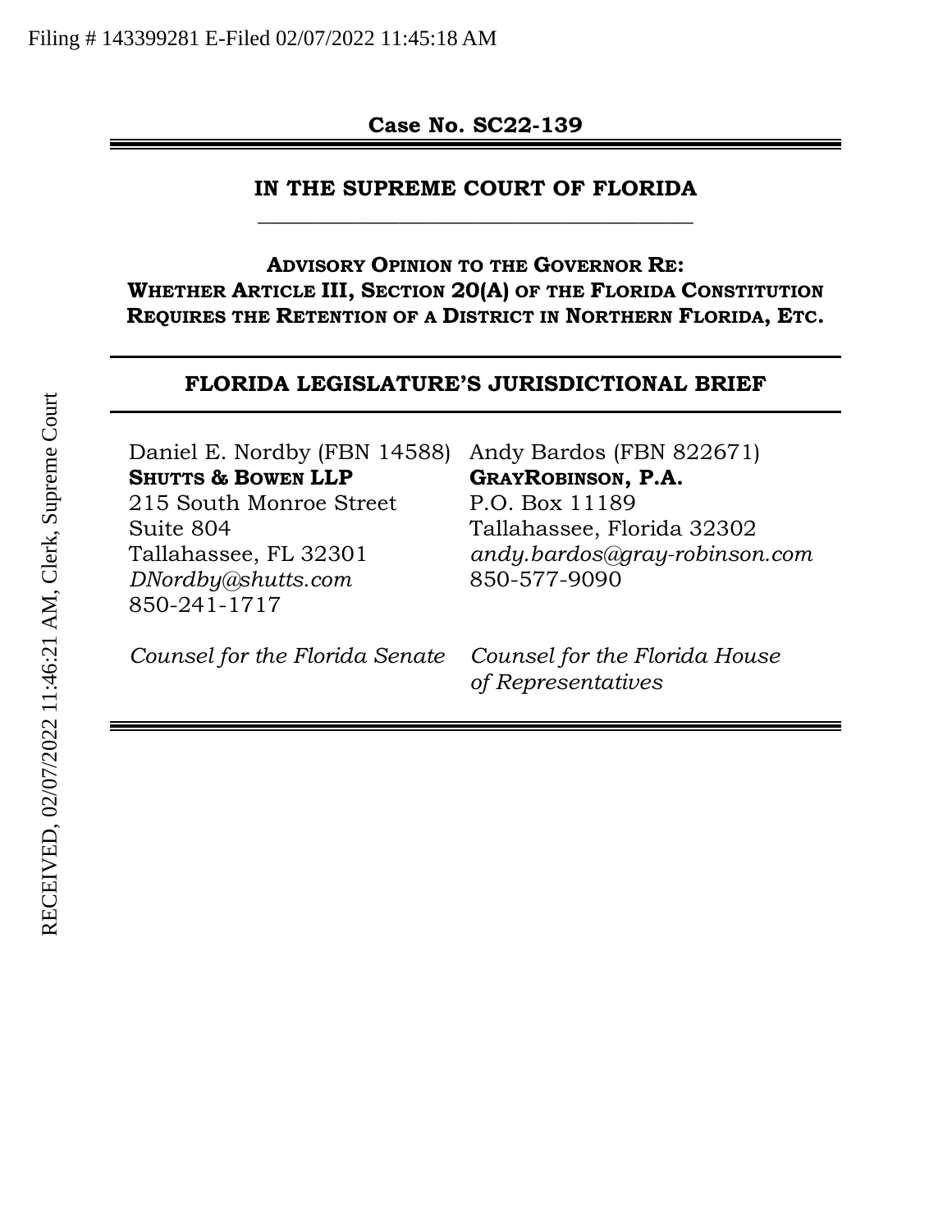Filing # 143399281 E-Filed 02/07/2022 11:45:18 AM

RECEIVED, 02/07/2022 11:46:21 AM, Clerk, Supreme Court

**Case No. SC22-139**

**IN THE SUPREME COURT OF FLORIDA**

---

**ADVISORY OPINION TO THE GOVERNOR RE:**
**WHETHER ARTICLE III, SECTION 20(A) OF THE FLORIDA CONSTITUTION REQUIRES THE RETENTION OF A DISTRICT IN NORTHERN FLORIDA, ETC.**

---

## FLORIDA LEGISLATURE'S JURISDICTIONAL BRIEF

---

Daniel E. Nordby (FBN 14588)
**SHUTTS & BOWEN LLP**
215 South Monroe Street
Suite 804
Tallahassee, FL 32301
*DNordby@shutts.com*
850-241-1717

*Counsel for the Florida Senate*

Andy Bardos (FBN 822671)
**GRAYROBINSON, P.A.**
P.O. Box 11189
Tallahassee, Florida 32302
*andy.bardos@gray-robinson.com*
850-577-9090

*Counsel for the Florida House of Representatives*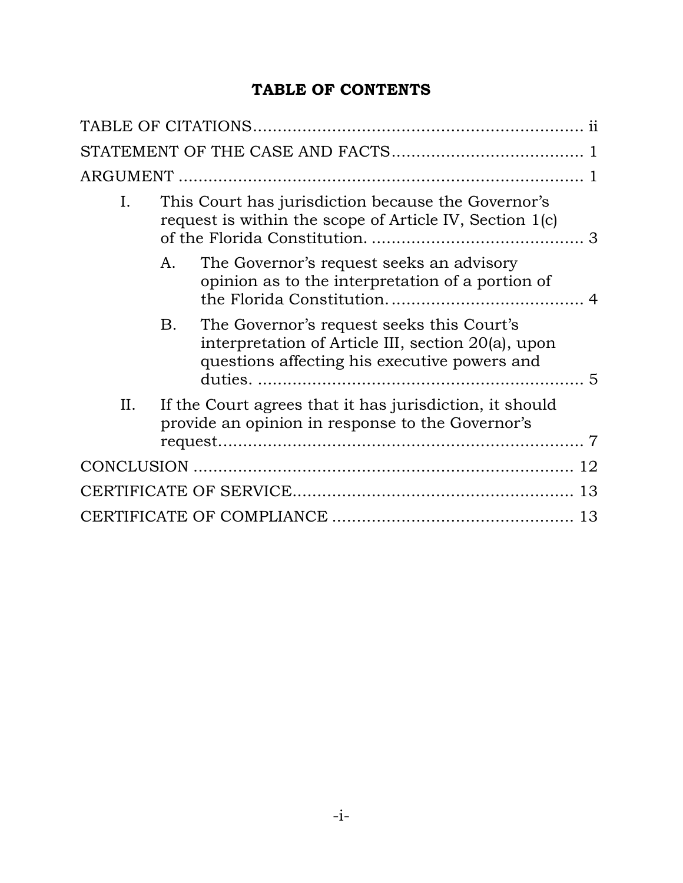# TABLE OF CONTENTS

TABLE OF CITATIONS ..................................................................... ii

STATEMENT OF THE CASE AND FACTS ....................................... 1

ARGUMENT ........................................................................................ 1

- I. This Court has jurisdiction because the Governor's request is within the scope of Article IV, Section 1(c) of the Florida Constitution. ............................................ 3
  - A. The Governor's request seeks an advisory opinion as to the interpretation of a portion of the Florida Constitution. ....................................... 4
  - B. The Governor's request seeks this Court's interpretation of Article III, section 20(a), upon questions affecting his executive powers and duties. .................................................................. 5
- II. If the Court agrees that it has jurisdiction, it should provide an opinion in response to the Governor's request............................................................................ 7

CONCLUSION ................................................................................ 12

CERTIFICATE OF SERVICE.......................................................... 13

CERTIFICATE OF COMPLIANCE .................................................. 13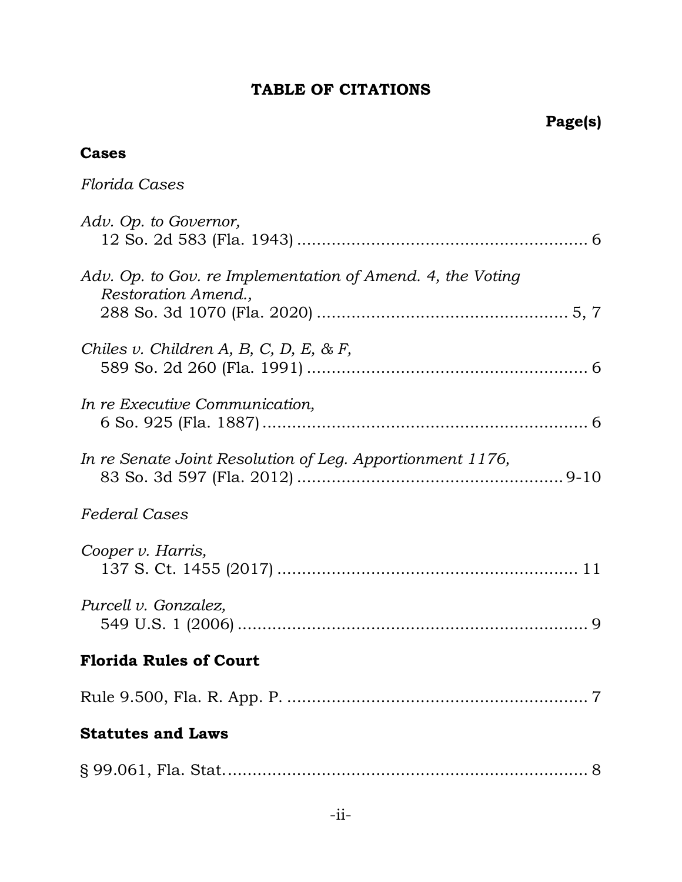## TABLE OF CITATIONS

**Page(s)**

### Cases

*Florida Cases*

*Adv. Op. to Governor,*
12 So. 2d 583 (Fla. 1943) .......................................................... 6

*Adv. Op. to Gov. re Implementation of Amend. 4, the Voting Restoration Amend.,*
288 So. 3d 1070 (Fla. 2020) .................................................. 5, 7

*Chiles v. Children A, B, C, D, E, & F,*
589 So. 2d 260 (Fla. 1991) ......................................................... 6

*In re Executive Communication,*
6 So. 925 (Fla. 1887) .................................................................. 6

*In re Senate Joint Resolution of Leg. Apportionment 1176,*
83 So. 3d 597 (Fla. 2012) ..................................................... 9-10

*Federal Cases*

*Cooper v. Harris,*
137 S. Ct. 1455 (2017) ............................................................ 11

*Purcell v. Gonzalez,*
549 U.S. 1 (2006) ....................................................................... 9

### Florida Rules of Court

Rule 9.500, Fla. R. App. P. ............................................................ 7

### Statutes and Laws

§ 99.061, Fla. Stat. ......................................................................... 8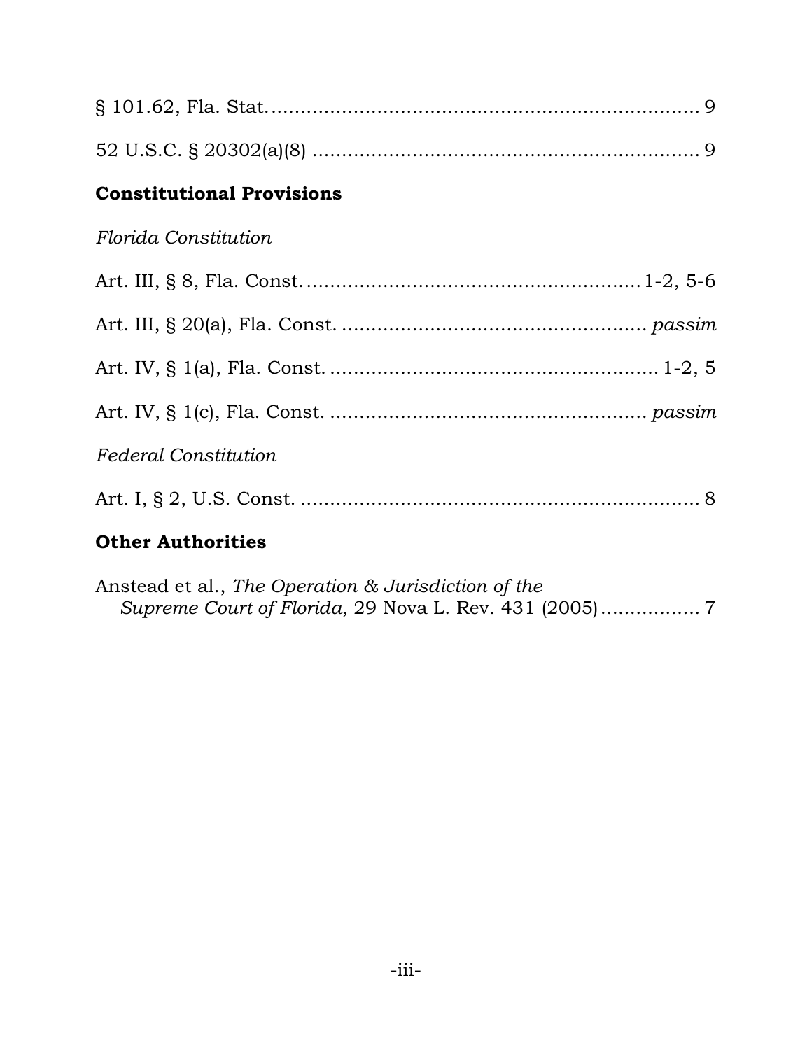§ 101.62, Fla. Stat. .......................................................................... 9

52 U.S.C. § 20302(a)(8) .................................................................. 9

## Constitutional Provisions

*Florida Constitution*

Art. III, § 8, Fla. Const. ........................................................ 1-2, 5-6

Art. III, § 20(a), Fla. Const. .................................................. *passim*

Art. IV, § 1(a), Fla. Const. ....................................................... 1-2, 5

Art. IV, § 1(c), Fla. Const. ..................................................... *passim*

*Federal Constitution*

Art. I, § 2, U.S. Const. .................................................................... 8

## Other Authorities

Anstead et al., *The Operation & Jurisdiction of the Supreme Court of Florida*, 29 Nova L. Rev. 431 (2005) ................ 7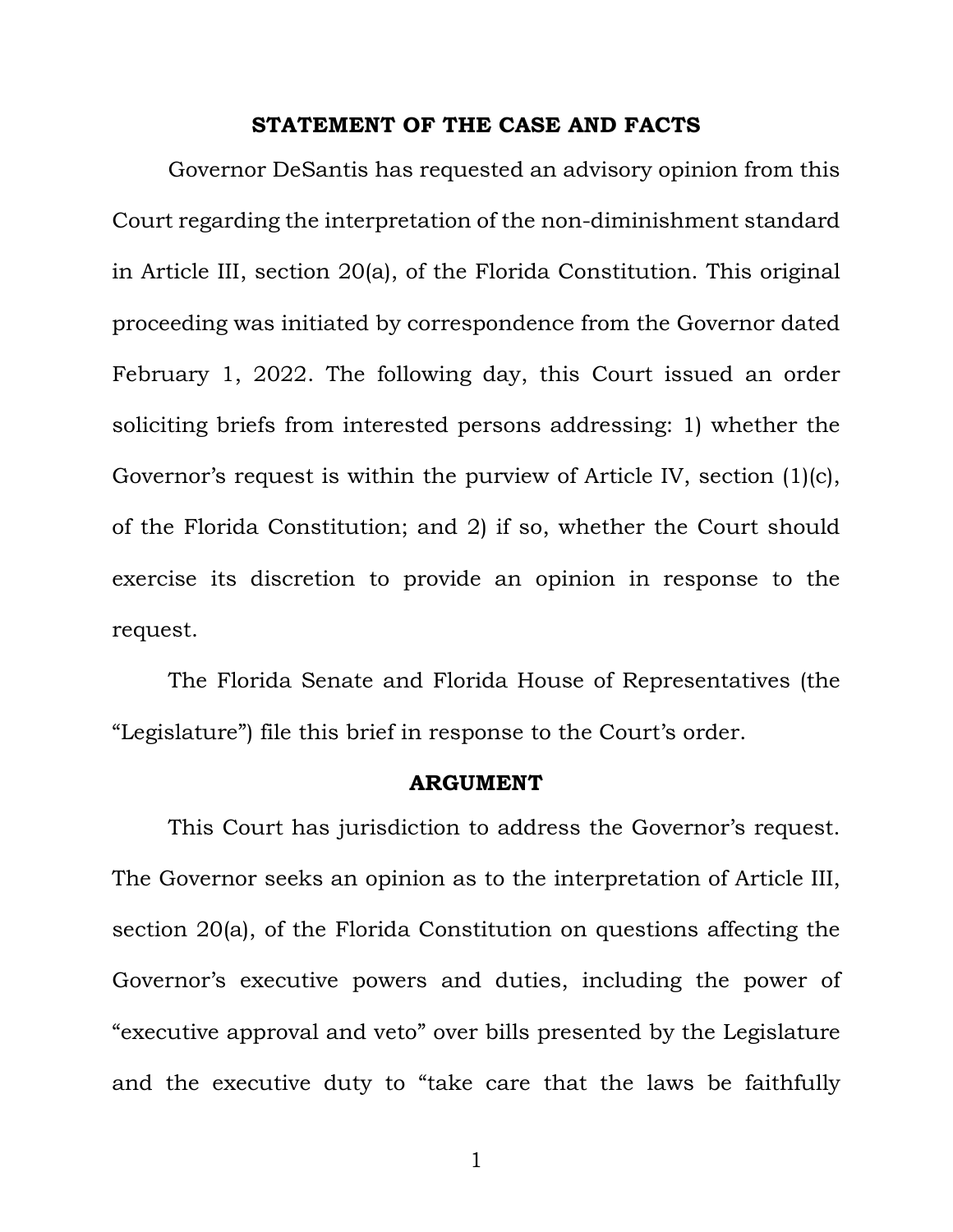## STATEMENT OF THE CASE AND FACTS

Governor DeSantis has requested an advisory opinion from this Court regarding the interpretation of the non-diminishment standard in Article III, section 20(a), of the Florida Constitution. This original proceeding was initiated by correspondence from the Governor dated February 1, 2022. The following day, this Court issued an order soliciting briefs from interested persons addressing: 1) whether the Governor's request is within the purview of Article IV, section (1)(c), of the Florida Constitution; and 2) if so, whether the Court should exercise its discretion to provide an opinion in response to the request.

The Florida Senate and Florida House of Representatives (the "Legislature") file this brief in response to the Court's order.

## ARGUMENT

This Court has jurisdiction to address the Governor's request. The Governor seeks an opinion as to the interpretation of Article III, section 20(a), of the Florida Constitution on questions affecting the Governor's executive powers and duties, including the power of "executive approval and veto" over bills presented by the Legislature and the executive duty to "take care that the laws be faithfully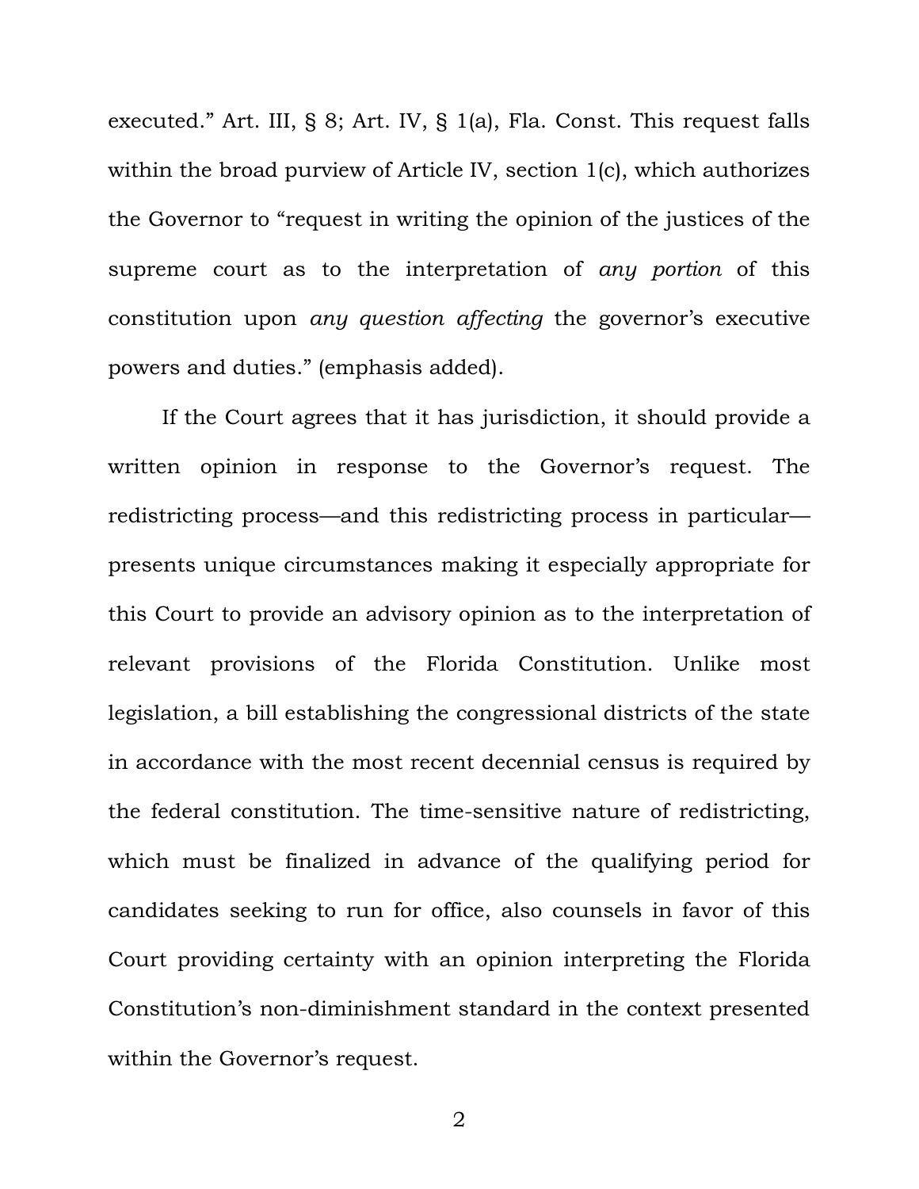executed." Art. III, § 8; Art. IV, § 1(a), Fla. Const. This request falls within the broad purview of Article IV, section 1(c), which authorizes the Governor to "request in writing the opinion of the justices of the supreme court as to the interpretation of *any portion* of this constitution upon *any question affecting* the governor's executive powers and duties." (emphasis added).

If the Court agrees that it has jurisdiction, it should provide a written opinion in response to the Governor's request. The redistricting process—and this redistricting process in particular—presents unique circumstances making it especially appropriate for this Court to provide an advisory opinion as to the interpretation of relevant provisions of the Florida Constitution. Unlike most legislation, a bill establishing the congressional districts of the state in accordance with the most recent decennial census is required by the federal constitution. The time-sensitive nature of redistricting, which must be finalized in advance of the qualifying period for candidates seeking to run for office, also counsels in favor of this Court providing certainty with an opinion interpreting the Florida Constitution's non-diminishment standard in the context presented within the Governor's request.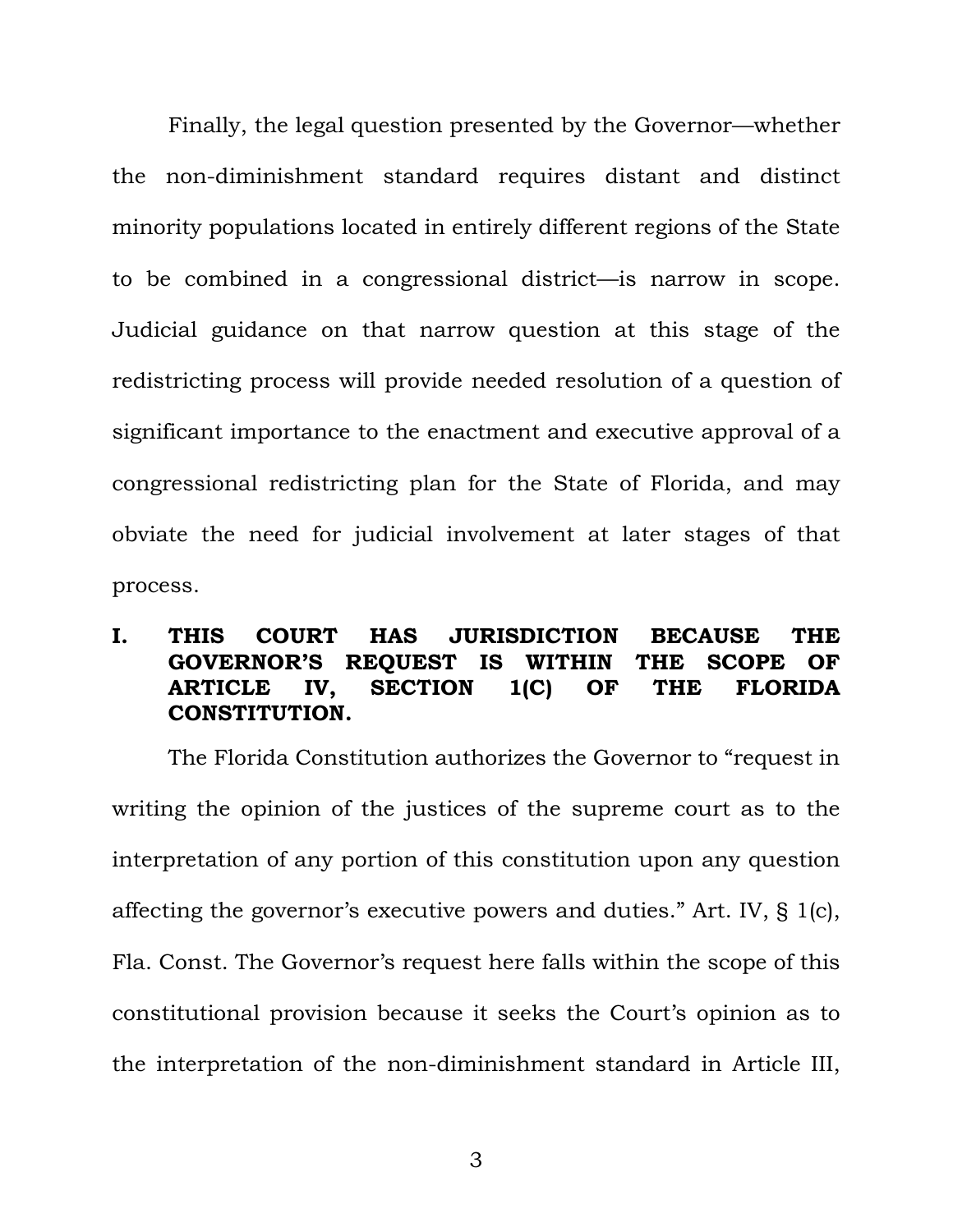Finally, the legal question presented by the Governor—whether the non-diminishment standard requires distant and distinct minority populations located in entirely different regions of the State to be combined in a congressional district—is narrow in scope. Judicial guidance on that narrow question at this stage of the redistricting process will provide needed resolution of a question of significant importance to the enactment and executive approval of a congressional redistricting plan for the State of Florida, and may obviate the need for judicial involvement at later stages of that process.

## I. THIS COURT HAS JURISDICTION BECAUSE THE GOVERNOR'S REQUEST IS WITHIN THE SCOPE OF ARTICLE IV, SECTION 1(C) OF THE FLORIDA CONSTITUTION.

The Florida Constitution authorizes the Governor to "request in writing the opinion of the justices of the supreme court as to the interpretation of any portion of this constitution upon any question affecting the governor's executive powers and duties." Art. IV, § 1(c), Fla. Const. The Governor's request here falls within the scope of this constitutional provision because it seeks the Court's opinion as to the interpretation of the non-diminishment standard in Article III,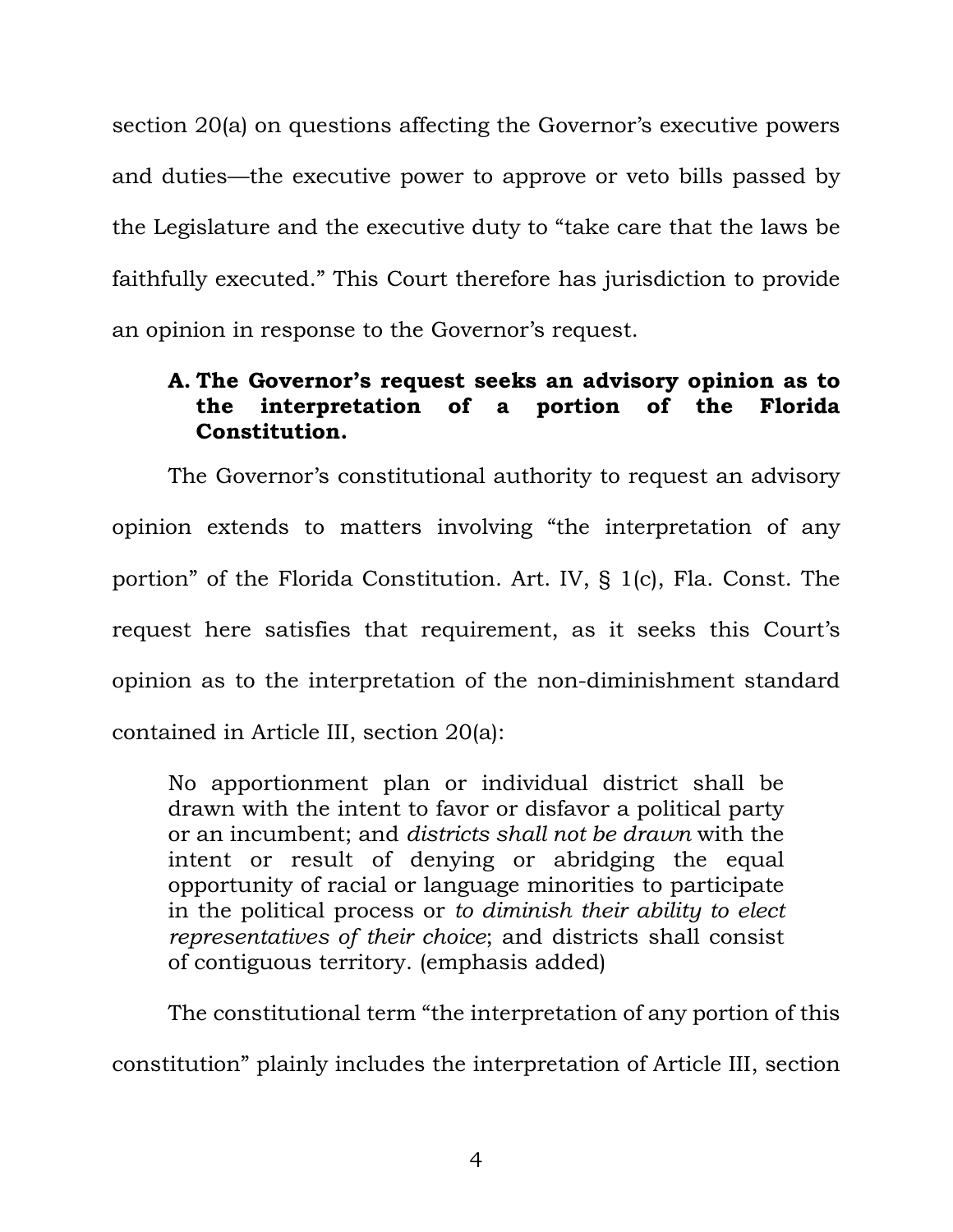section 20(a) on questions affecting the Governor's executive powers and duties—the executive power to approve or veto bills passed by the Legislature and the executive duty to "take care that the laws be faithfully executed." This Court therefore has jurisdiction to provide an opinion in response to the Governor's request.

### A. The Governor's request seeks an advisory opinion as to the interpretation of a portion of the Florida Constitution.

The Governor's constitutional authority to request an advisory opinion extends to matters involving "the interpretation of any portion" of the Florida Constitution. Art. IV, § 1(c), Fla. Const. The request here satisfies that requirement, as it seeks this Court's opinion as to the interpretation of the non-diminishment standard contained in Article III, section 20(a):

> No apportionment plan or individual district shall be drawn with the intent to favor or disfavor a political party or an incumbent; and *districts shall not be drawn* with the intent or result of denying or abridging the equal opportunity of racial or language minorities to participate in the political process or *to diminish their ability to elect representatives of their choice*; and districts shall consist of contiguous territory. (emphasis added)

The constitutional term "the interpretation of any portion of this constitution" plainly includes the interpretation of Article III, section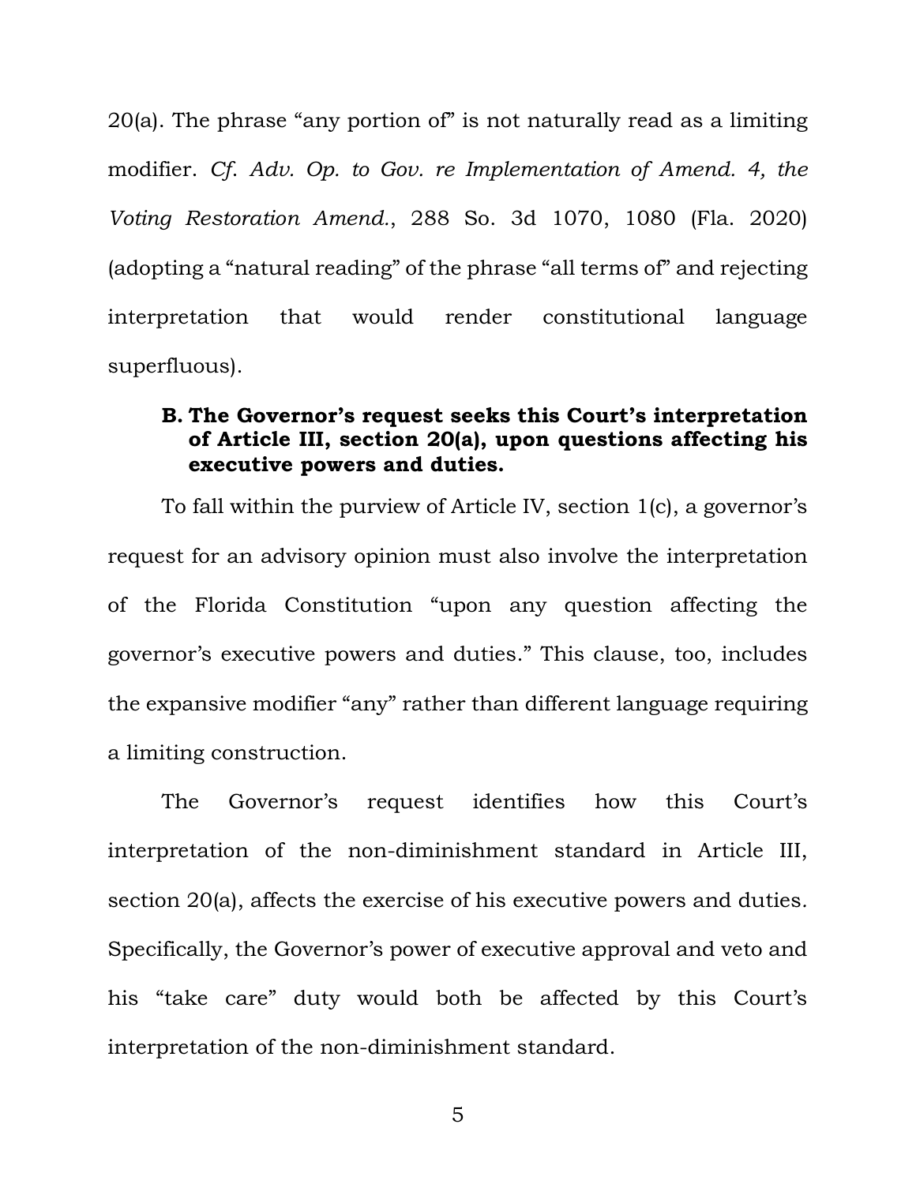20(a). The phrase "any portion of" is not naturally read as a limiting modifier. *Cf. Adv. Op. to Gov. re Implementation of Amend. 4, the Voting Restoration Amend.*, 288 So. 3d 1070, 1080 (Fla. 2020) (adopting a "natural reading" of the phrase "all terms of" and rejecting interpretation that would render constitutional language superfluous).

### B. The Governor's request seeks this Court's interpretation of Article III, section 20(a), upon questions affecting his executive powers and duties.

To fall within the purview of Article IV, section 1(c), a governor's request for an advisory opinion must also involve the interpretation of the Florida Constitution "upon any question affecting the governor's executive powers and duties." This clause, too, includes the expansive modifier "any" rather than different language requiring a limiting construction.

The Governor's request identifies how this Court's interpretation of the non-diminishment standard in Article III, section 20(a), affects the exercise of his executive powers and duties. Specifically, the Governor's power of executive approval and veto and his "take care" duty would both be affected by this Court's interpretation of the non-diminishment standard.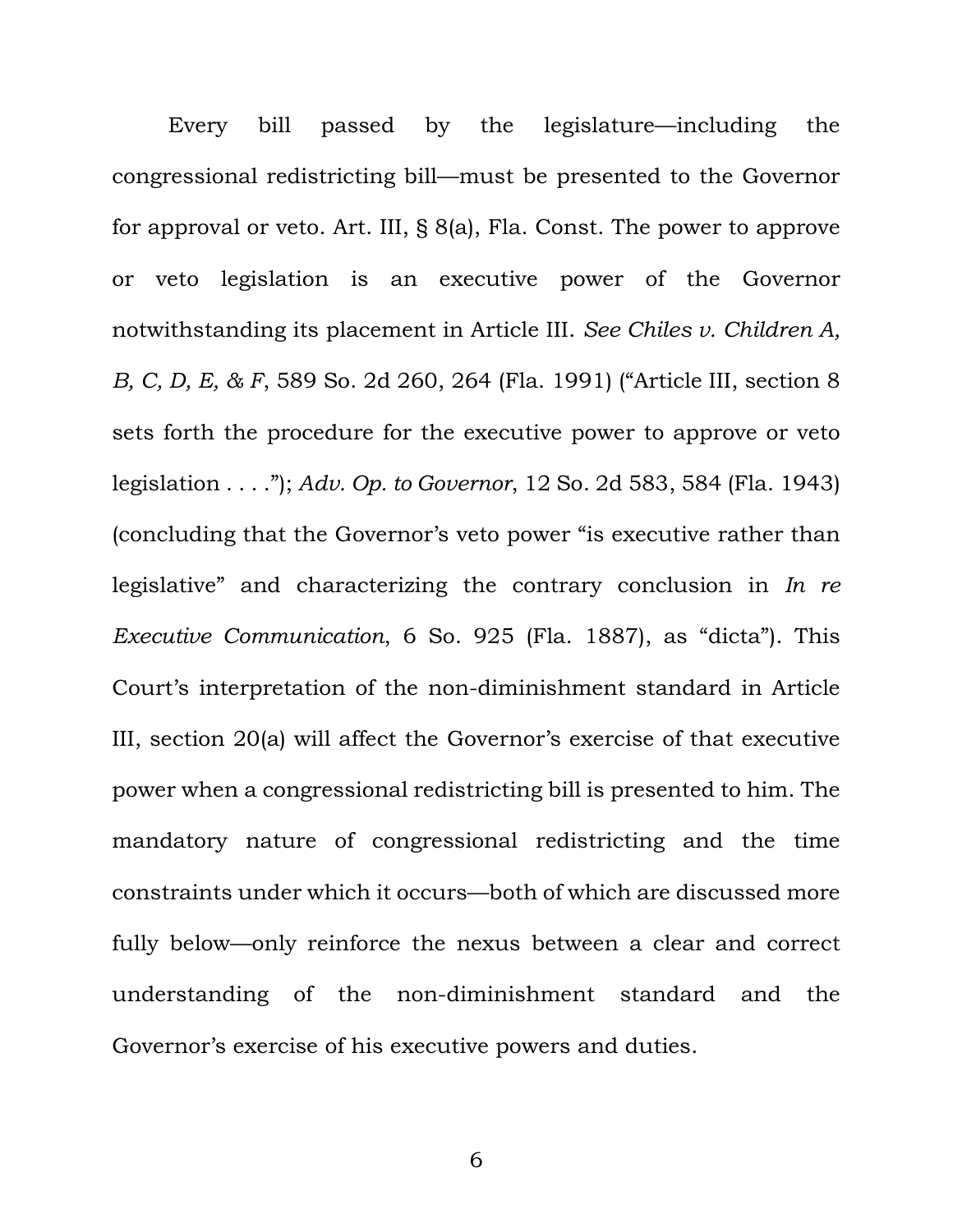Every bill passed by the legislature—including the congressional redistricting bill—must be presented to the Governor for approval or veto. Art. III, § 8(a), Fla. Const. The power to approve or veto legislation is an executive power of the Governor notwithstanding its placement in Article III. *See Chiles v. Children A, B, C, D, E, & F*, 589 So. 2d 260, 264 (Fla. 1991) ("Article III, section 8 sets forth the procedure for the executive power to approve or veto legislation . . . ."); *Adv. Op. to Governor*, 12 So. 2d 583, 584 (Fla. 1943) (concluding that the Governor's veto power "is executive rather than legislative" and characterizing the contrary conclusion in *In re Executive Communication*, 6 So. 925 (Fla. 1887), as "dicta"). This Court's interpretation of the non-diminishment standard in Article III, section 20(a) will affect the Governor's exercise of that executive power when a congressional redistricting bill is presented to him. The mandatory nature of congressional redistricting and the time constraints under which it occurs—both of which are discussed more fully below—only reinforce the nexus between a clear and correct understanding of the non-diminishment standard and the Governor's exercise of his executive powers and duties.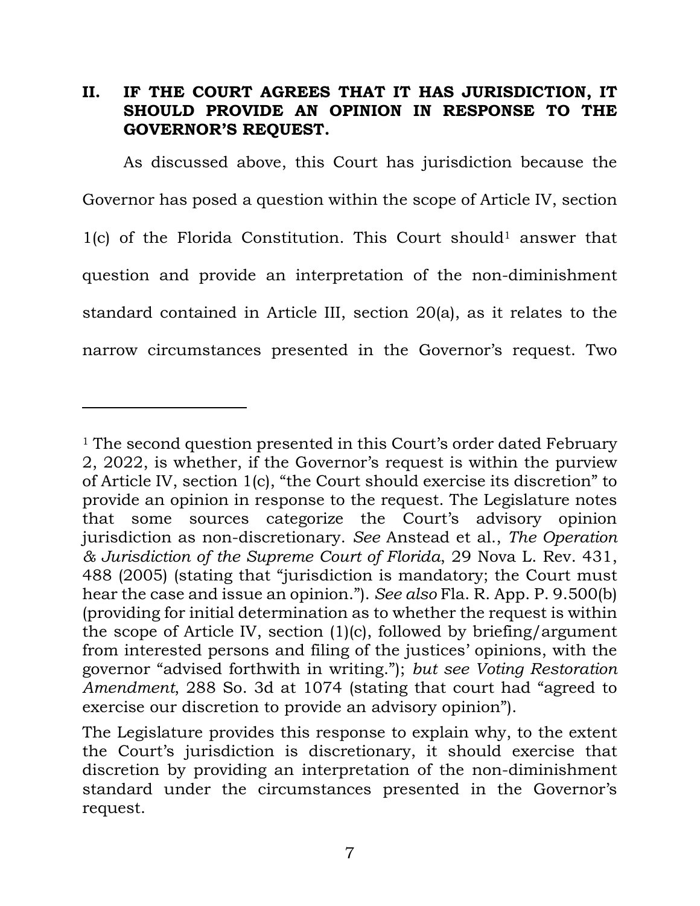## II. IF THE COURT AGREES THAT IT HAS JURISDICTION, IT SHOULD PROVIDE AN OPINION IN RESPONSE TO THE GOVERNOR'S REQUEST.

As discussed above, this Court has jurisdiction because the Governor has posed a question within the scope of Article IV, section 1(c) of the Florida Constitution. This Court should[1] answer that question and provide an interpretation of the non-diminishment standard contained in Article III, section 20(a), as it relates to the narrow circumstances presented in the Governor's request. Two

---

[1] The second question presented in this Court's order dated February 2, 2022, is whether, if the Governor's request is within the purview of Article IV, section 1(c), "the Court should exercise its discretion" to provide an opinion in response to the request. The Legislature notes that some sources categorize the Court's advisory opinion jurisdiction as non-discretionary. *See* Anstead et al., *The Operation & Jurisdiction of the Supreme Court of Florida*, 29 Nova L. Rev. 431, 488 (2005) (stating that "jurisdiction is mandatory; the Court must hear the case and issue an opinion."). *See also* Fla. R. App. P. 9.500(b) (providing for initial determination as to whether the request is within the scope of Article IV, section (1)(c), followed by briefing/argument from interested persons and filing of the justices' opinions, with the governor "advised forthwith in writing."); *but see Voting Restoration Amendment*, 288 So. 3d at 1074 (stating that court had "agreed to exercise our discretion to provide an advisory opinion").

The Legislature provides this response to explain why, to the extent the Court's jurisdiction is discretionary, it should exercise that discretion by providing an interpretation of the non-diminishment standard under the circumstances presented in the Governor's request.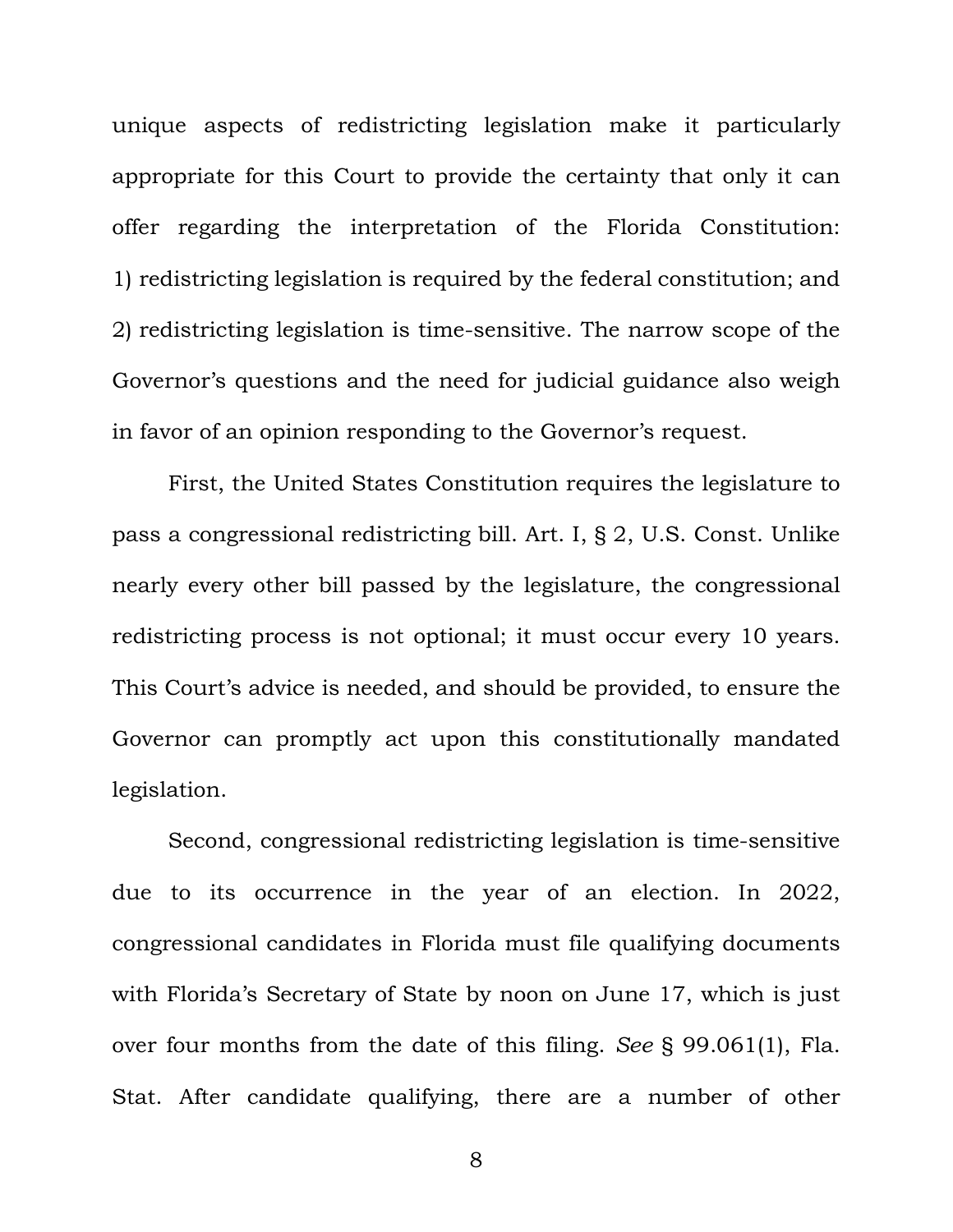unique aspects of redistricting legislation make it particularly appropriate for this Court to provide the certainty that only it can offer regarding the interpretation of the Florida Constitution: 1) redistricting legislation is required by the federal constitution; and 2) redistricting legislation is time-sensitive. The narrow scope of the Governor's questions and the need for judicial guidance also weigh in favor of an opinion responding to the Governor's request.

First, the United States Constitution requires the legislature to pass a congressional redistricting bill. Art. I, § 2, U.S. Const. Unlike nearly every other bill passed by the legislature, the congressional redistricting process is not optional; it must occur every 10 years. This Court's advice is needed, and should be provided, to ensure the Governor can promptly act upon this constitutionally mandated legislation.

Second, congressional redistricting legislation is time-sensitive due to its occurrence in the year of an election. In 2022, congressional candidates in Florida must file qualifying documents with Florida's Secretary of State by noon on June 17, which is just over four months from the date of this filing. *See* § 99.061(1), Fla. Stat. After candidate qualifying, there are a number of other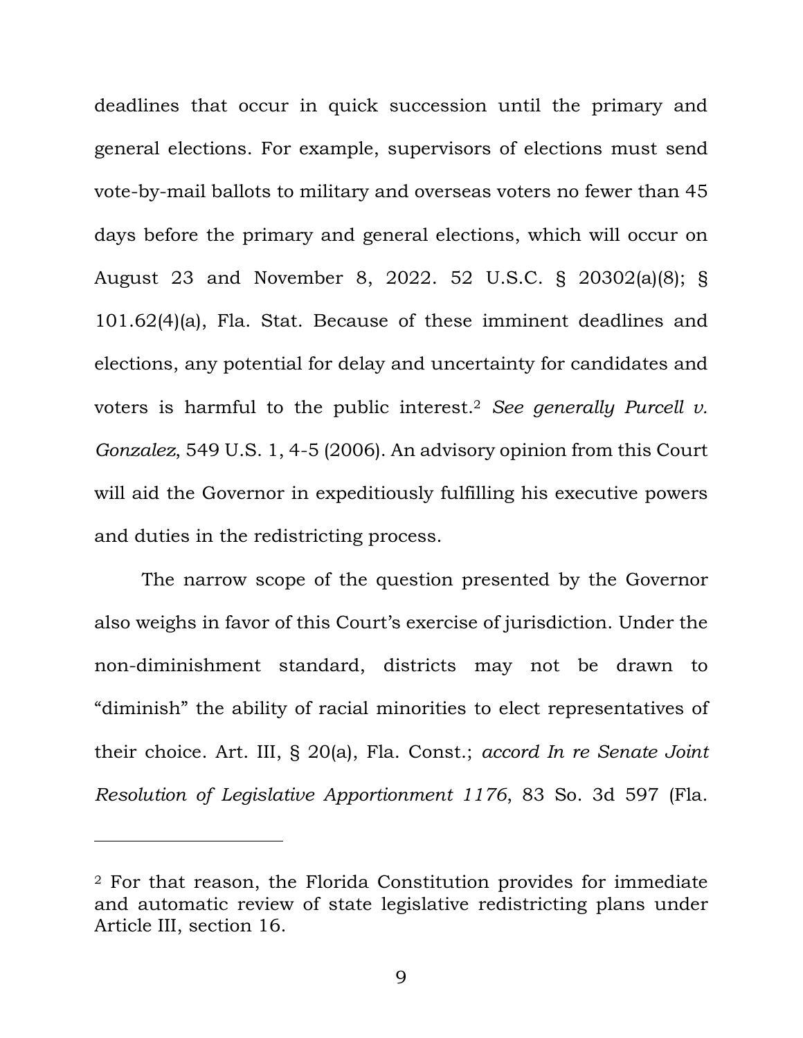deadlines that occur in quick succession until the primary and general elections. For example, supervisors of elections must send vote-by-mail ballots to military and overseas voters no fewer than 45 days before the primary and general elections, which will occur on August 23 and November 8, 2022. 52 U.S.C. § 20302(a)(8); § 101.62(4)(a), Fla. Stat. Because of these imminent deadlines and elections, any potential for delay and uncertainty for candidates and voters is harmful to the public interest.[2] *See generally Purcell v. Gonzalez*, 549 U.S. 1, 4-5 (2006). An advisory opinion from this Court will aid the Governor in expeditiously fulfilling his executive powers and duties in the redistricting process.

The narrow scope of the question presented by the Governor also weighs in favor of this Court's exercise of jurisdiction. Under the non-diminishment standard, districts may not be drawn to "diminish" the ability of racial minorities to elect representatives of their choice. Art. III, § 20(a), Fla. Const.; *accord In re Senate Joint Resolution of Legislative Apportionment 1176*, 83 So. 3d 597 (Fla.

---

[2] For that reason, the Florida Constitution provides for immediate and automatic review of state legislative redistricting plans under Article III, section 16.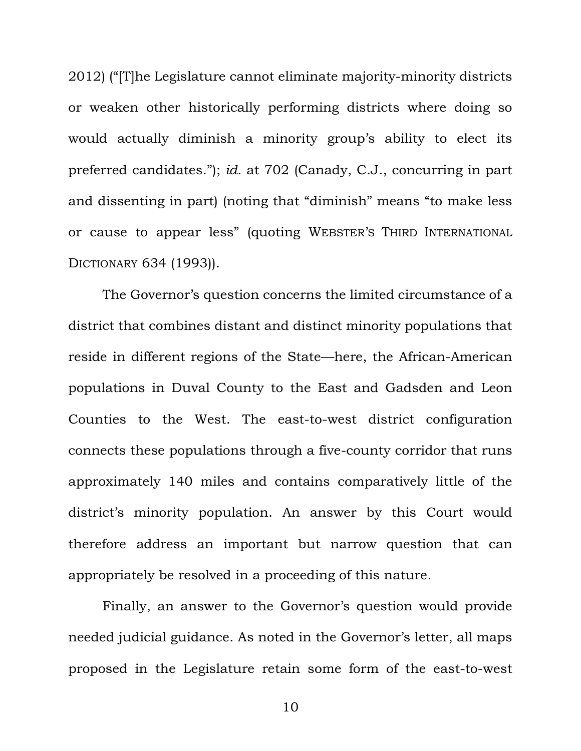2012) ("[T]he Legislature cannot eliminate majority-minority districts or weaken other historically performing districts where doing so would actually diminish a minority group's ability to elect its preferred candidates."); *id*. at 702 (Canady, C.J., concurring in part and dissenting in part) (noting that "diminish" means "to make less or cause to appear less" (quoting WEBSTER'S THIRD INTERNATIONAL DICTIONARY 634 (1993)).

The Governor's question concerns the limited circumstance of a district that combines distant and distinct minority populations that reside in different regions of the State—here, the African-American populations in Duval County to the East and Gadsden and Leon Counties to the West. The east-to-west district configuration connects these populations through a five-county corridor that runs approximately 140 miles and contains comparatively little of the district's minority population. An answer by this Court would therefore address an important but narrow question that can appropriately be resolved in a proceeding of this nature.

Finally, an answer to the Governor's question would provide needed judicial guidance. As noted in the Governor's letter, all maps proposed in the Legislature retain some form of the east-to-west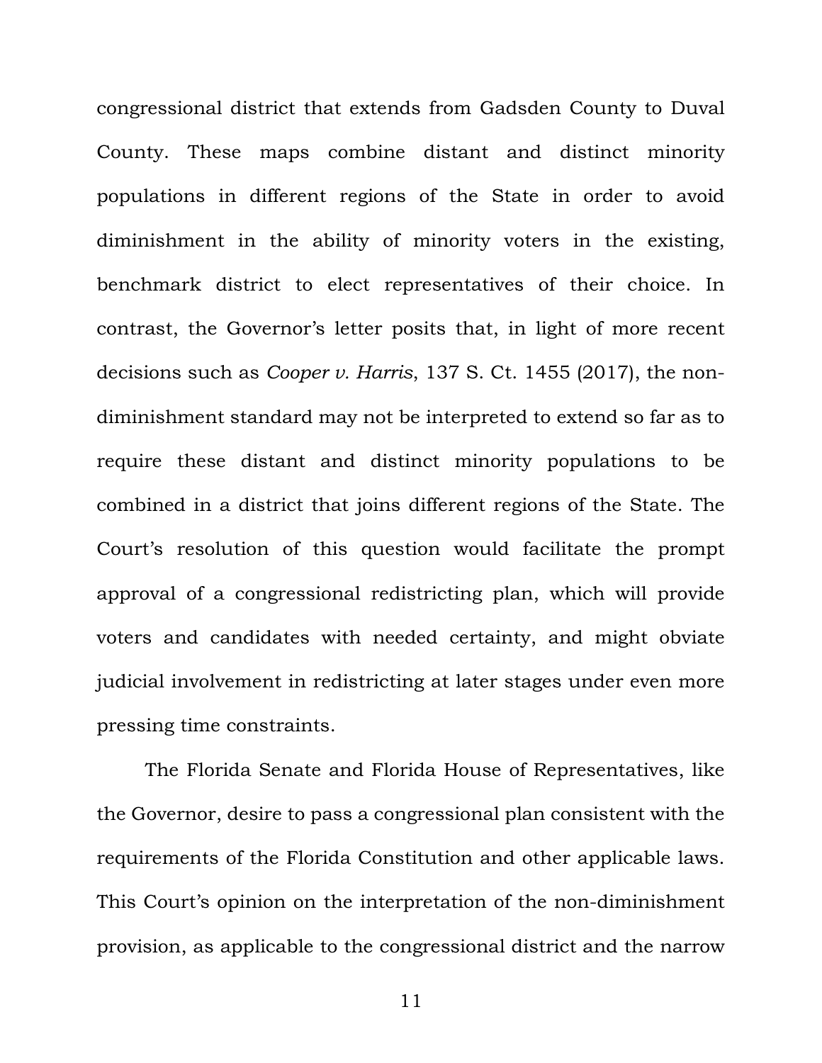congressional district that extends from Gadsden County to Duval County. These maps combine distant and distinct minority populations in different regions of the State in order to avoid diminishment in the ability of minority voters in the existing, benchmark district to elect representatives of their choice. In contrast, the Governor's letter posits that, in light of more recent decisions such as *Cooper v. Harris*, 137 S. Ct. 1455 (2017), the non-diminishment standard may not be interpreted to extend so far as to require these distant and distinct minority populations to be combined in a district that joins different regions of the State. The Court's resolution of this question would facilitate the prompt approval of a congressional redistricting plan, which will provide voters and candidates with needed certainty, and might obviate judicial involvement in redistricting at later stages under even more pressing time constraints.

The Florida Senate and Florida House of Representatives, like the Governor, desire to pass a congressional plan consistent with the requirements of the Florida Constitution and other applicable laws. This Court's opinion on the interpretation of the non-diminishment provision, as applicable to the congressional district and the narrow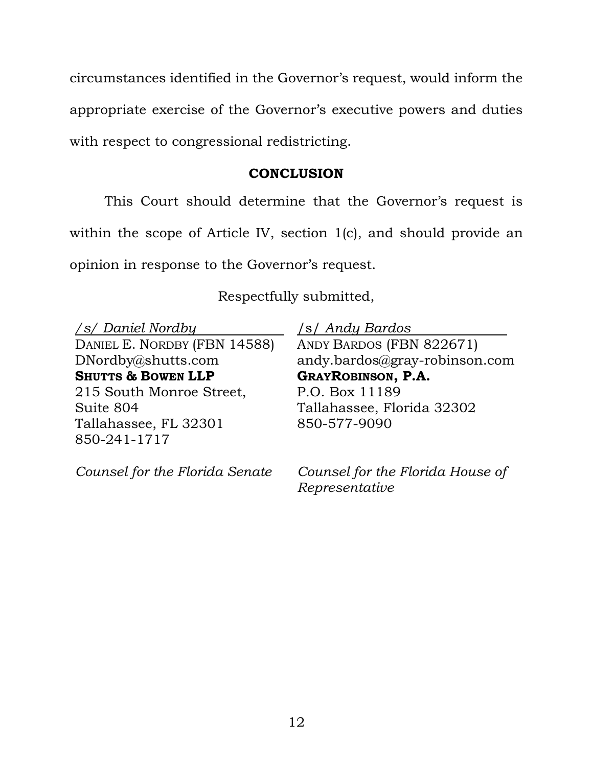circumstances identified in the Governor's request, would inform the appropriate exercise of the Governor's executive powers and duties with respect to congressional redistricting.

## CONCLUSION

This Court should determine that the Governor's request is within the scope of Article IV, section 1(c), and should provide an opinion in response to the Governor's request.

Respectfully submitted,

*/s/ Daniel Nordby*
DANIEL E. NORDBY (FBN 14588)
DNordby@shutts.com
**SHUTTS & BOWEN LLP**
215 South Monroe Street,
Suite 804
Tallahassee, FL 32301
850-241-1717

*Counsel for the Florida Senate*

/s/ *Andy Bardos*
ANDY BARDOS (FBN 822671)
andy.bardos@gray-robinson.com
**GRAYROBINSON, P.A.**
P.O. Box 11189
Tallahassee, Florida 32302
850-577-9090

*Counsel for the Florida House of Representative*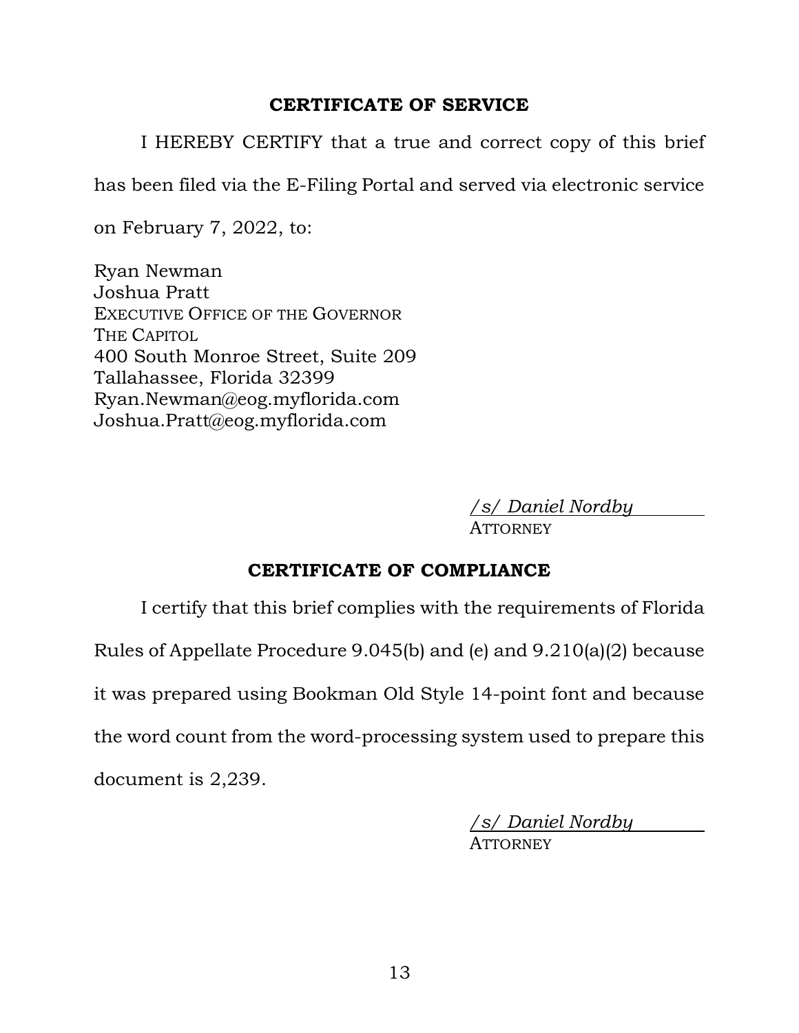## CERTIFICATE OF SERVICE

I HEREBY CERTIFY that a true and correct copy of this brief has been filed via the E-Filing Portal and served via electronic service on February 7, 2022, to:

Ryan Newman
Joshua Pratt
EXECUTIVE OFFICE OF THE GOVERNOR
THE CAPITOL
400 South Monroe Street, Suite 209
Tallahassee, Florida 32399
Ryan.Newman@eog.myflorida.com
Joshua.Pratt@eog.myflorida.com

*/s/ Daniel Nordby*
ATTORNEY

## CERTIFICATE OF COMPLIANCE

I certify that this brief complies with the requirements of Florida Rules of Appellate Procedure 9.045(b) and (e) and 9.210(a)(2) because it was prepared using Bookman Old Style 14-point font and because the word count from the word-processing system used to prepare this document is 2,239.

*/s/ Daniel Nordby*
ATTORNEY